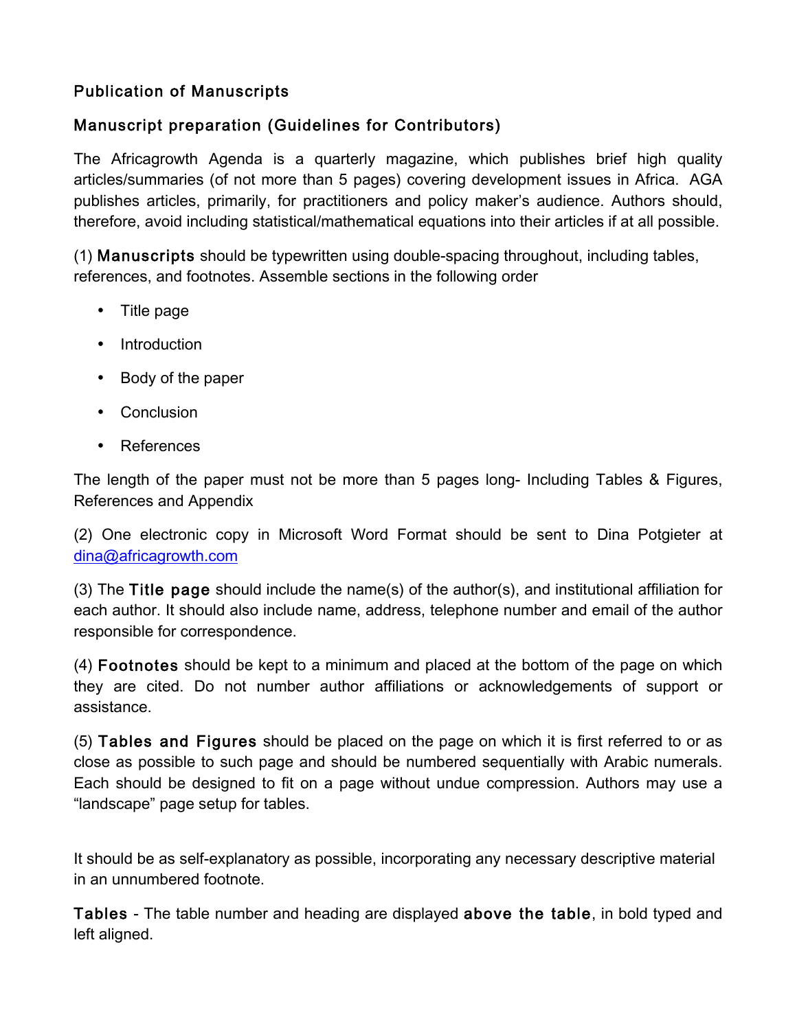## Publication of Manuscripts

## Manuscript preparation (Guidelines for Contributors)

The Africagrowth Agenda is a quarterly magazine, which publishes brief high quality articles/summaries (of not more than 5 pages) covering development issues in Africa. AGA publishes articles, primarily, for practitioners and policy maker's audience. Authors should, therefore, avoid including statistical/mathematical equations into their articles if at all possible.

(1) **Manuscripts** should be typewritten using double-spacing throughout, including tables, references, and footnotes. Assemble sections in the following order

- Title page
- Introduction
- Body of the paper
- Conclusion
- References

The length of the paper must not be more than 5 pages long- Including Tables & Figures, References and Appendix

(2) One electronic copy in Microsoft Word Format should be sent to Dina Potgieter at dina@africagrowth.com

(3) The **Title page** should include the name(s) of the author(s), and institutional affiliation for each author. It should also include name, address, telephone number and email of the author responsible for correspondence.

(4) **Footnotes** should be kept to a minimum and placed at the bottom of the page on which they are cited. Do not number author affiliations or acknowledgements of support or assistance.

(5) **Tables and Figures** should be placed on the page on which it is first referred to or as close as possible to such page and should be numbered sequentially with Arabic numerals. Each should be designed to fit on a page without undue compression. Authors may use a "landscape" page setup for tables.

It should be as self-explanatory as possible, incorporating any necessary descriptive material in an unnumbered footnote.

**Tables** - The table number and heading are displayed **above the table**, in bold typed and left aligned.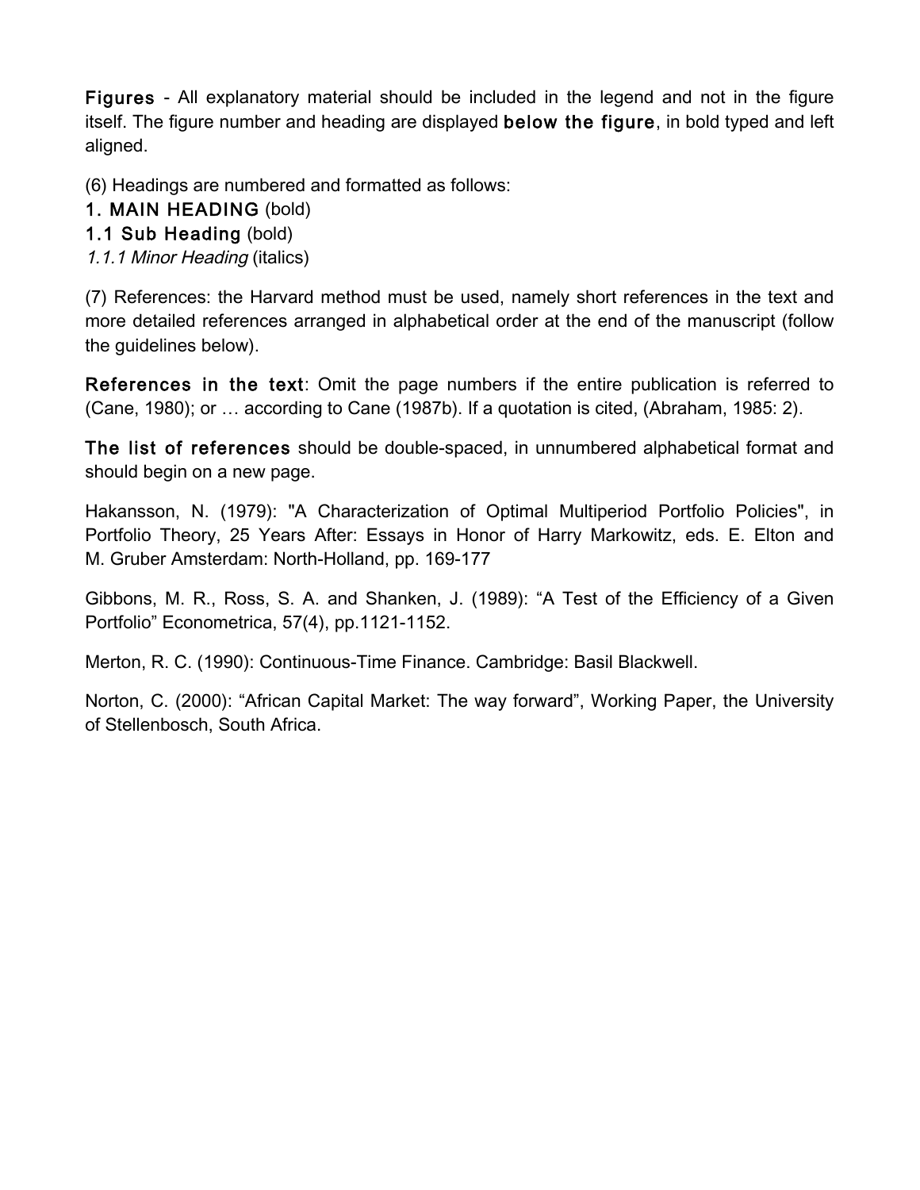**Figures** - All explanatory material should be included in the legend and not in the figure itself. The figure number and heading are displayed **below the figure**, in bold typed and left aligned.

(6) Headings are numbered and formatted as follows:

**1. MAIN HEADING** (bold)

**1.1 Sub Heading** (bold)

*1.1.1 Minor Heading* (italics)

(7) References: the Harvard method must be used, namely short references in the text and more detailed references arranged in alphabetical order at the end of the manuscript (follow the guidelines below).

**References in the text**: Omit the page numbers if the entire publication is referred to (Cane, 1980); or … according to Cane (1987b). If a quotation is cited, (Abraham, 1985: 2).

**The list of references** should be double-spaced, in unnumbered alphabetical format and should begin on a new page.

Hakansson, N. (1979): "A Characterization of Optimal Multiperiod Portfolio Policies", in Portfolio Theory, 25 Years After: Essays in Honor of Harry Markowitz, eds. E. Elton and M. Gruber Amsterdam: North-Holland, pp. 169-177

Gibbons, M. R., Ross, S. A. and Shanken, J. (1989): “A Test of the Efficiency of a Given Portfolio” Econometrica, 57(4), pp.1121-1152.

Merton, R. C. (1990): Continuous-Time Finance. Cambridge: Basil Blackwell.

Norton, C. (2000): “African Capital Market: The way forward”, Working Paper, the University of Stellenbosch, South Africa.